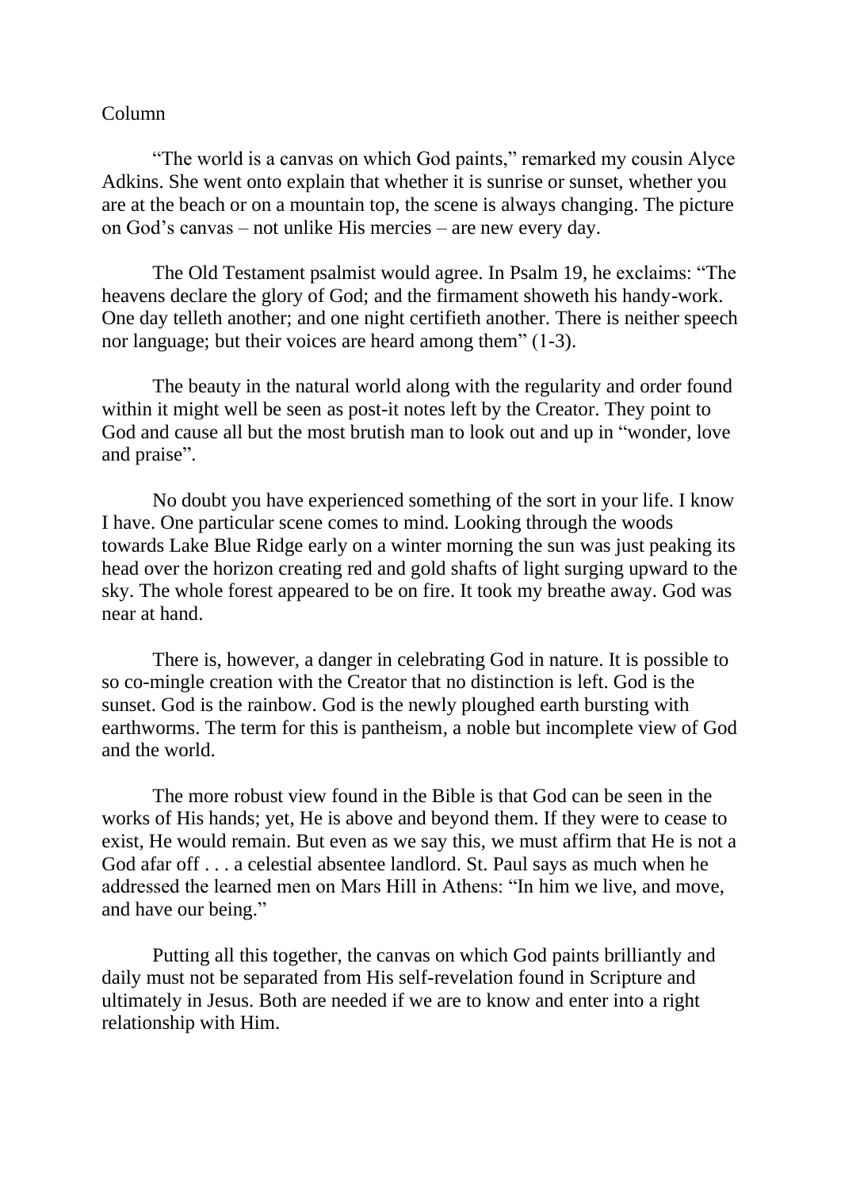Column

"The world is a canvas on which God paints," remarked my cousin Alyce Adkins. She went onto explain that whether it is sunrise or sunset, whether you are at the beach or on a mountain top, the scene is always changing. The picture on God's canvas – not unlike His mercies – are new every day.

The Old Testament psalmist would agree. In Psalm 19, he exclaims: "The heavens declare the glory of God; and the firmament showeth his handy-work. One day telleth another; and one night certifieth another. There is neither speech nor language; but their voices are heard among them" (1-3).

The beauty in the natural world along with the regularity and order found within it might well be seen as post-it notes left by the Creator. They point to God and cause all but the most brutish man to look out and up in "wonder, love and praise".

No doubt you have experienced something of the sort in your life. I know I have. One particular scene comes to mind. Looking through the woods towards Lake Blue Ridge early on a winter morning the sun was just peaking its head over the horizon creating red and gold shafts of light surging upward to the sky. The whole forest appeared to be on fire. It took my breathe away. God was near at hand.

There is, however, a danger in celebrating God in nature. It is possible to so co-mingle creation with the Creator that no distinction is left. God is the sunset. God is the rainbow. God is the newly ploughed earth bursting with earthworms. The term for this is pantheism, a noble but incomplete view of God and the world.

The more robust view found in the Bible is that God can be seen in the works of His hands; yet, He is above and beyond them. If they were to cease to exist, He would remain. But even as we say this, we must affirm that He is not a God afar off . . . a celestial absentee landlord. St. Paul says as much when he addressed the learned men on Mars Hill in Athens: "In him we live, and move, and have our being."

Putting all this together, the canvas on which God paints brilliantly and daily must not be separated from His self-revelation found in Scripture and ultimately in Jesus. Both are needed if we are to know and enter into a right relationship with Him.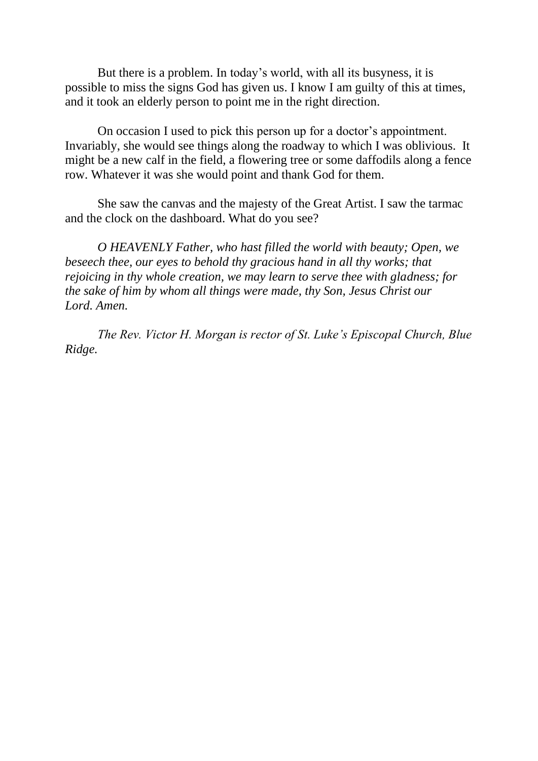But there is a problem. In today's world, with all its busyness, it is possible to miss the signs God has given us. I know I am guilty of this at times, and it took an elderly person to point me in the right direction.

On occasion I used to pick this person up for a doctor's appointment. Invariably, she would see things along the roadway to which I was oblivious. It might be a new calf in the field, a flowering tree or some daffodils along a fence row. Whatever it was she would point and thank God for them.

She saw the canvas and the majesty of the Great Artist. I saw the tarmac and the clock on the dashboard. What do you see?

*O HEAVENLY Father, who hast filled the world with beauty; Open, we beseech thee, our eyes to behold thy gracious hand in all thy works; that rejoicing in thy whole creation, we may learn to serve thee with gladness; for the sake of him by whom all things were made, thy Son, Jesus Christ our Lord. Amen.*

*The Rev. Victor H. Morgan is rector of St. Luke's Episcopal Church, Blue Ridge.*